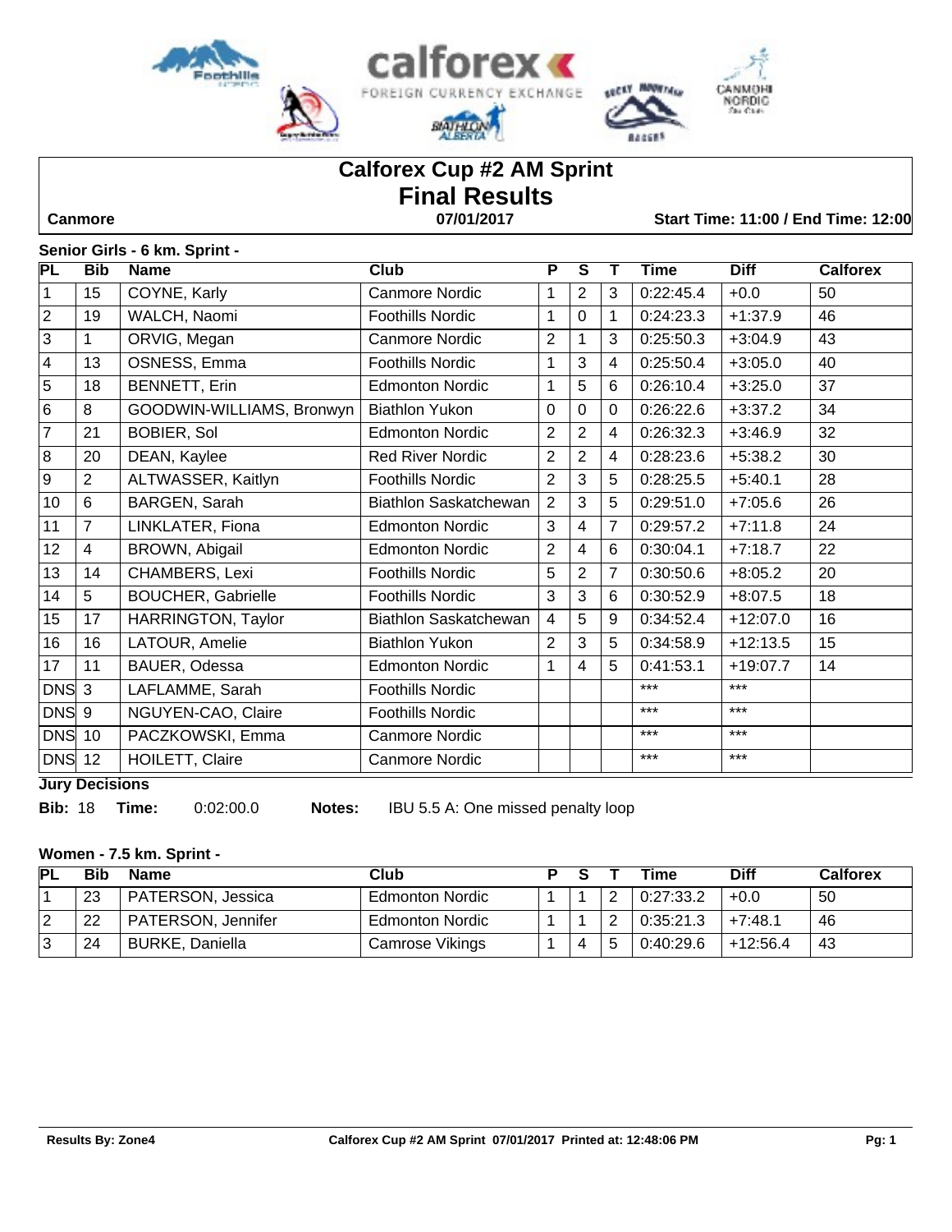# Calforex Cup #2 AM Sprint

## Final Results

**Canmore** | **07/01/2017** | **Start Time: 11:00 / End Time: 12:00**

### Senior Girls - 6 km. Sprint -

| PL | Bib | Name | Club | P | S | T | Time | Diff | Calforex |
|---|---|---|---|---|---|---|---|---|---|
| 1 | 15 | COYNE, Karly | Canmore Nordic | 1 | 2 | 3 | 0:22:45.4 | +0.0 | 50 |
| 2 | 19 | WALCH, Naomi | Foothills Nordic | 1 | 0 | 1 | 0:24:23.3 | +1:37.9 | 46 |
| 3 | 1 | ORVIG, Megan | Canmore Nordic | 2 | 1 | 3 | 0:25:50.3 | +3:04.9 | 43 |
| 4 | 13 | OSNESS, Emma | Foothills Nordic | 1 | 3 | 4 | 0:25:50.4 | +3:05.0 | 40 |
| 5 | 18 | BENNETT, Erin | Edmonton Nordic | 1 | 5 | 6 | 0:26:10.4 | +3:25.0 | 37 |
| 6 | 8 | GOODWIN-WILLIAMS, Bronwyn | Biathlon Yukon | 0 | 0 | 0 | 0:26:22.6 | +3:37.2 | 34 |
| 7 | 21 | BOBIER, Sol | Edmonton Nordic | 2 | 2 | 4 | 0:26:32.3 | +3:46.9 | 32 |
| 8 | 20 | DEAN, Kaylee | Red River Nordic | 2 | 2 | 4 | 0:28:23.6 | +5:38.2 | 30 |
| 9 | 2 | ALTWASSER, Kaitlyn | Foothills Nordic | 2 | 3 | 5 | 0:28:25.5 | +5:40.1 | 28 |
| 10 | 6 | BARGEN, Sarah | Biathlon Saskatchewan | 2 | 3 | 5 | 0:29:51.0 | +7:05.6 | 26 |
| 11 | 7 | LINKLATER, Fiona | Edmonton Nordic | 3 | 4 | 7 | 0:29:57.2 | +7:11.8 | 24 |
| 12 | 4 | BROWN, Abigail | Edmonton Nordic | 2 | 4 | 6 | 0:30:04.1 | +7:18.7 | 22 |
| 13 | 14 | CHAMBERS, Lexi | Foothills Nordic | 5 | 2 | 7 | 0:30:50.6 | +8:05.2 | 20 |
| 14 | 5 | BOUCHER, Gabrielle | Foothills Nordic | 3 | 3 | 6 | 0:30:52.9 | +8:07.5 | 18 |
| 15 | 17 | HARRINGTON, Taylor | Biathlon Saskatchewan | 4 | 5 | 9 | 0:34:52.4 | +12:07.0 | 16 |
| 16 | 16 | LATOUR, Amelie | Biathlon Yukon | 2 | 3 | 5 | 0:34:58.9 | +12:13.5 | 15 |
| 17 | 11 | BAUER, Odessa | Edmonton Nordic | 1 | 4 | 5 | 0:41:53.1 | +19:07.7 | 14 |
| DNS | 3 | LAFLAMME, Sarah | Foothills Nordic | | | | *** | *** | |
| DNS | 9 | NGUYEN-CAO, Claire | Foothills Nordic | | | | *** | *** | |
| DNS | 10 | PACZKOWSKI, Emma | Canmore Nordic | | | | *** | *** | |
| DNS | 12 | HOILETT, Claire | Canmore Nordic | | | | *** | *** | |

**Jury Decisions**

**Bib:** 18 **Time:** 0:02:00.0 **Notes:** IBU 5.5 A: One missed penalty loop

### Women - 7.5 km. Sprint -

| PL | Bib | Name | Club | P | S | T | Time | Diff | Calforex |
|---|---|---|---|---|---|---|---|---|---|
| 1 | 23 | PATERSON, Jessica | Edmonton Nordic | 1 | 1 | 2 | 0:27:33.2 | +0.0 | 50 |
| 2 | 22 | PATERSON, Jennifer | Edmonton Nordic | 1 | 1 | 2 | 0:35:21.3 | +7:48.1 | 46 |
| 3 | 24 | BURKE, Daniella | Camrose Vikings | 1 | 4 | 5 | 0:40:29.6 | +12:56.4 | 43 |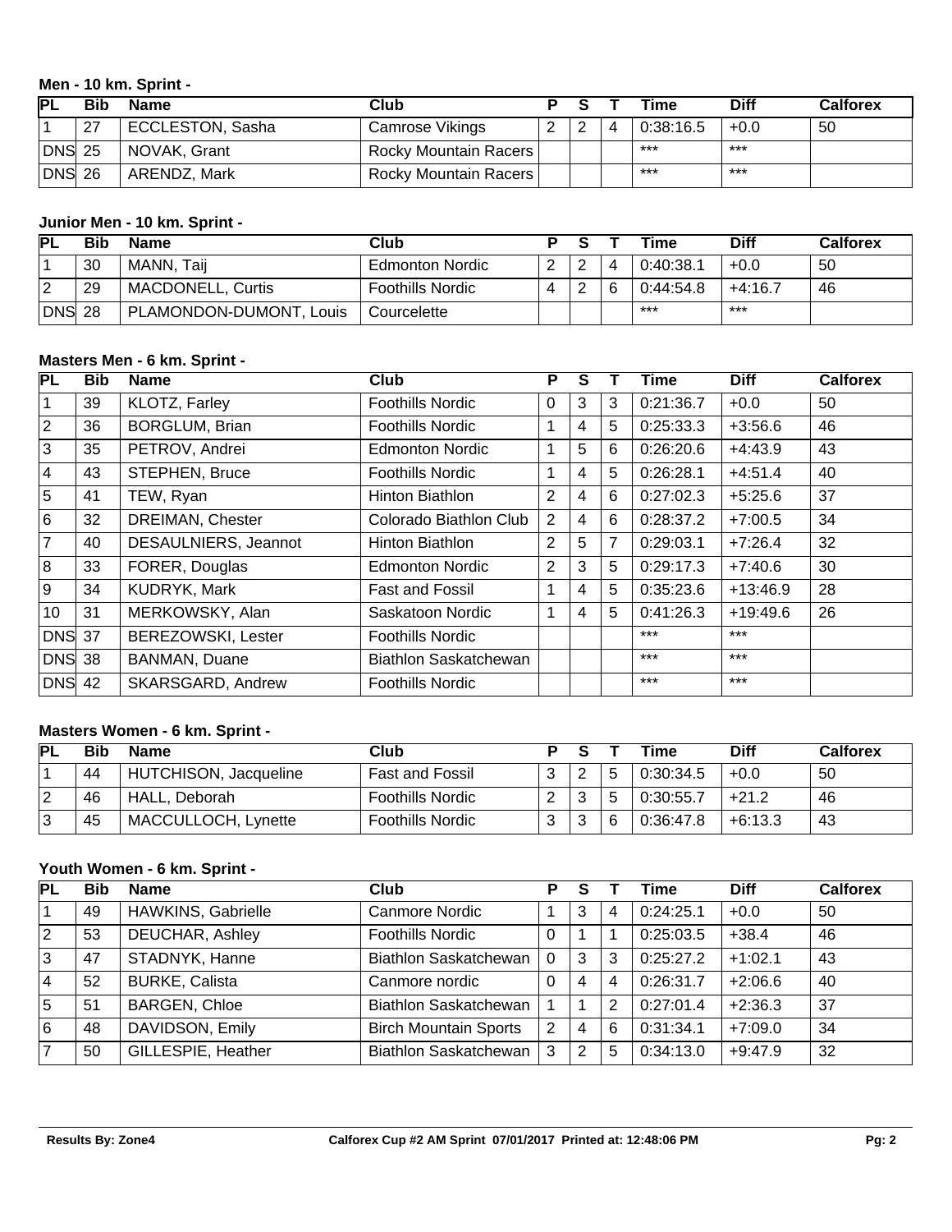### Men - 10 km. Sprint -

| PL | Bib | Name | Club | P | S | T | Time | Diff | Calforex |
|---|---|---|---|---|---|---|---|---|---|
| 1 | 27 | ECCLESTON, Sasha | Camrose Vikings | 2 | 2 | 4 | 0:38:16.5 | +0.0 | 50 |
| DNS | 25 | NOVAK, Grant | Rocky Mountain Racers | | | | *** | *** | |
| DNS | 26 | ARENDZ, Mark | Rocky Mountain Racers | | | | *** | *** | |

### Junior Men - 10 km. Sprint -

| PL | Bib | Name | Club | P | S | T | Time | Diff | Calforex |
|---|---|---|---|---|---|---|---|---|---|
| 1 | 30 | MANN, Taij | Edmonton Nordic | 2 | 2 | 4 | 0:40:38.1 | +0.0 | 50 |
| 2 | 29 | MACDONELL, Curtis | Foothills Nordic | 4 | 2 | 6 | 0:44:54.8 | +4:16.7 | 46 |
| DNS | 28 | PLAMONDON-DUMONT, Louis | Courcelette | | | | *** | *** | |

### Masters Men - 6 km. Sprint -

| PL | Bib | Name | Club | P | S | T | Time | Diff | Calforex |
|---|---|---|---|---|---|---|---|---|---|
| 1 | 39 | KLOTZ, Farley | Foothills Nordic | 0 | 3 | 3 | 0:21:36.7 | +0.0 | 50 |
| 2 | 36 | BORGLUM, Brian | Foothills Nordic | 1 | 4 | 5 | 0:25:33.3 | +3:56.6 | 46 |
| 3 | 35 | PETROV, Andrei | Edmonton Nordic | 1 | 5 | 6 | 0:26:20.6 | +4:43.9 | 43 |
| 4 | 43 | STEPHEN, Bruce | Foothills Nordic | 1 | 4 | 5 | 0:26:28.1 | +4:51.4 | 40 |
| 5 | 41 | TEW, Ryan | Hinton Biathlon | 2 | 4 | 6 | 0:27:02.3 | +5:25.6 | 37 |
| 6 | 32 | DREIMAN, Chester | Colorado Biathlon Club | 2 | 4 | 6 | 0:28:37.2 | +7:00.5 | 34 |
| 7 | 40 | DESAULNIERS, Jeannot | Hinton Biathlon | 2 | 5 | 7 | 0:29:03.1 | +7:26.4 | 32 |
| 8 | 33 | FORER, Douglas | Edmonton Nordic | 2 | 3 | 5 | 0:29:17.3 | +7:40.6 | 30 |
| 9 | 34 | KUDRYK, Mark | Fast and Fossil | 1 | 4 | 5 | 0:35:23.6 | +13:46.9 | 28 |
| 10 | 31 | MERKOWSKY, Alan | Saskatoon Nordic | 1 | 4 | 5 | 0:41:26.3 | +19:49.6 | 26 |
| DNS | 37 | BEREZOWSKI, Lester | Foothills Nordic | | | | *** | *** | |
| DNS | 38 | BANMAN, Duane | Biathlon Saskatchewan | | | | *** | *** | |
| DNS | 42 | SKARSGARD, Andrew | Foothills Nordic | | | | *** | *** | |

### Masters Women - 6 km. Sprint -

| PL | Bib | Name | Club | P | S | T | Time | Diff | Calforex |
|---|---|---|---|---|---|---|---|---|---|
| 1 | 44 | HUTCHISON, Jacqueline | Fast and Fossil | 3 | 2 | 5 | 0:30:34.5 | +0.0 | 50 |
| 2 | 46 | HALL, Deborah | Foothills Nordic | 2 | 3 | 5 | 0:30:55.7 | +21.2 | 46 |
| 3 | 45 | MACCULLOCH, Lynette | Foothills Nordic | 3 | 3 | 6 | 0:36:47.8 | +6:13.3 | 43 |

### Youth Women - 6 km. Sprint -

| PL | Bib | Name | Club | P | S | T | Time | Diff | Calforex |
|---|---|---|---|---|---|---|---|---|---|
| 1 | 49 | HAWKINS, Gabrielle | Canmore Nordic | 1 | 3 | 4 | 0:24:25.1 | +0.0 | 50 |
| 2 | 53 | DEUCHAR, Ashley | Foothills Nordic | 0 | 1 | 1 | 0:25:03.5 | +38.4 | 46 |
| 3 | 47 | STADNYK, Hanne | Biathlon Saskatchewan | 0 | 3 | 3 | 0:25:27.2 | +1:02.1 | 43 |
| 4 | 52 | BURKE, Calista | Canmore nordic | 0 | 4 | 4 | 0:26:31.7 | +2:06.6 | 40 |
| 5 | 51 | BARGEN, Chloe | Biathlon Saskatchewan | 1 | 1 | 2 | 0:27:01.4 | +2:36.3 | 37 |
| 6 | 48 | DAVIDSON, Emily | Birch Mountain Sports | 2 | 4 | 6 | 0:31:34.1 | +7:09.0 | 34 |
| 7 | 50 | GILLESPIE, Heather | Biathlon Saskatchewan | 3 | 2 | 5 | 0:34:13.0 | +9:47.9 | 32 |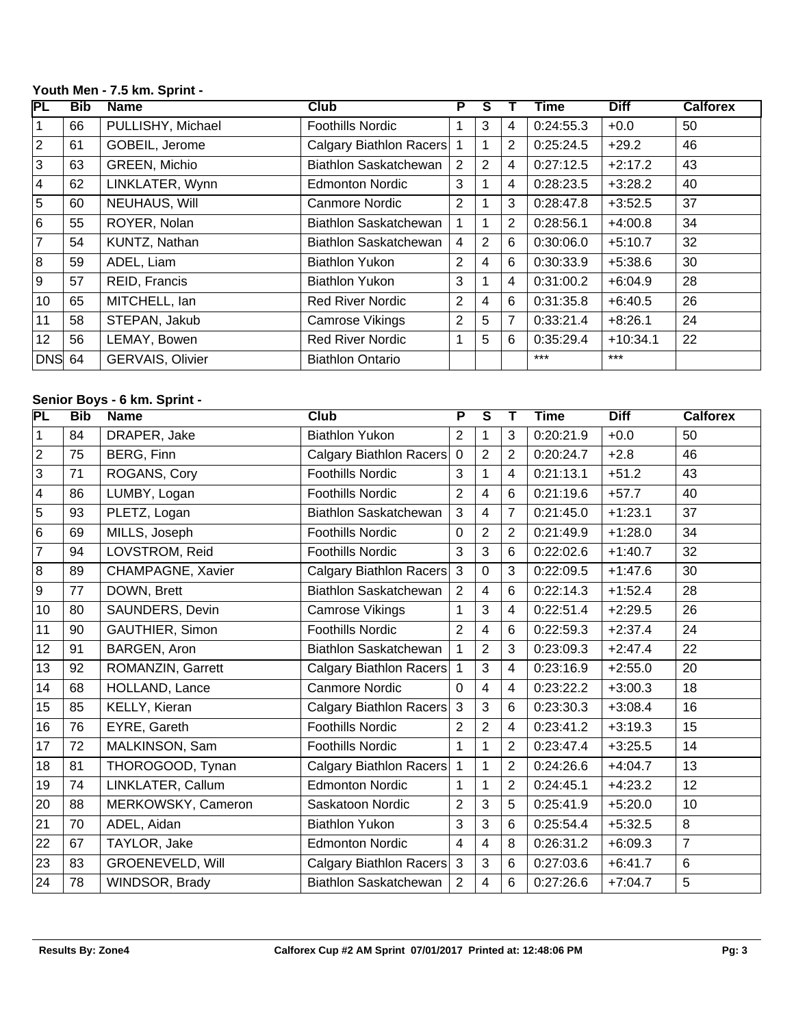### Youth Men - 7.5 km. Sprint -

| PL | Bib | Name | Club | P | S | T | Time | Diff | Calforex |
|---|---|---|---|---|---|---|---|---|---|
| 1 | 66 | PULLISHY, Michael | Foothills Nordic | 1 | 3 | 4 | 0:24:55.3 | +0.0 | 50 |
| 2 | 61 | GOBEIL, Jerome | Calgary Biathlon Racers | 1 | 1 | 2 | 0:25:24.5 | +29.2 | 46 |
| 3 | 63 | GREEN, Michio | Biathlon Saskatchewan | 2 | 2 | 4 | 0:27:12.5 | +2:17.2 | 43 |
| 4 | 62 | LINKLATER, Wynn | Edmonton Nordic | 3 | 1 | 4 | 0:28:23.5 | +3:28.2 | 40 |
| 5 | 60 | NEUHAUS, Will | Canmore Nordic | 2 | 1 | 3 | 0:28:47.8 | +3:52.5 | 37 |
| 6 | 55 | ROYER, Nolan | Biathlon Saskatchewan | 1 | 1 | 2 | 0:28:56.1 | +4:00.8 | 34 |
| 7 | 54 | KUNTZ, Nathan | Biathlon Saskatchewan | 4 | 2 | 6 | 0:30:06.0 | +5:10.7 | 32 |
| 8 | 59 | ADEL, Liam | Biathlon Yukon | 2 | 4 | 6 | 0:30:33.9 | +5:38.6 | 30 |
| 9 | 57 | REID, Francis | Biathlon Yukon | 3 | 1 | 4 | 0:31:00.2 | +6:04.9 | 28 |
| 10 | 65 | MITCHELL, Ian | Red River Nordic | 2 | 4 | 6 | 0:31:35.8 | +6:40.5 | 26 |
| 11 | 58 | STEPAN, Jakub | Camrose Vikings | 2 | 5 | 7 | 0:33:21.4 | +8:26.1 | 24 |
| 12 | 56 | LEMAY, Bowen | Red River Nordic | 1 | 5 | 6 | 0:35:29.4 | +10:34.1 | 22 |
| DNS | 64 | GERVAIS, Olivier | Biathlon Ontario | | | | *** | *** | |

### Senior Boys - 6 km. Sprint -

| PL | Bib | Name | Club | P | S | T | Time | Diff | Calforex |
|---|---|---|---|---|---|---|---|---|---|
| 1 | 84 | DRAPER, Jake | Biathlon Yukon | 2 | 1 | 3 | 0:20:21.9 | +0.0 | 50 |
| 2 | 75 | BERG, Finn | Calgary Biathlon Racers | 0 | 2 | 2 | 0:20:24.7 | +2.8 | 46 |
| 3 | 71 | ROGANS, Cory | Foothills Nordic | 3 | 1 | 4 | 0:21:13.1 | +51.2 | 43 |
| 4 | 86 | LUMBY, Logan | Foothills Nordic | 2 | 4 | 6 | 0:21:19.6 | +57.7 | 40 |
| 5 | 93 | PLETZ, Logan | Biathlon Saskatchewan | 3 | 4 | 7 | 0:21:45.0 | +1:23.1 | 37 |
| 6 | 69 | MILLS, Joseph | Foothills Nordic | 0 | 2 | 2 | 0:21:49.9 | +1:28.0 | 34 |
| 7 | 94 | LOVSTROM, Reid | Foothills Nordic | 3 | 3 | 6 | 0:22:02.6 | +1:40.7 | 32 |
| 8 | 89 | CHAMPAGNE, Xavier | Calgary Biathlon Racers | 3 | 0 | 3 | 0:22:09.5 | +1:47.6 | 30 |
| 9 | 77 | DOWN, Brett | Biathlon Saskatchewan | 2 | 4 | 6 | 0:22:14.3 | +1:52.4 | 28 |
| 10 | 80 | SAUNDERS, Devin | Camrose Vikings | 1 | 3 | 4 | 0:22:51.4 | +2:29.5 | 26 |
| 11 | 90 | GAUTHIER, Simon | Foothills Nordic | 2 | 4 | 6 | 0:22:59.3 | +2:37.4 | 24 |
| 12 | 91 | BARGEN, Aron | Biathlon Saskatchewan | 1 | 2 | 3 | 0:23:09.3 | +2:47.4 | 22 |
| 13 | 92 | ROMANZIN, Garrett | Calgary Biathlon Racers | 1 | 3 | 4 | 0:23:16.9 | +2:55.0 | 20 |
| 14 | 68 | HOLLAND, Lance | Canmore Nordic | 0 | 4 | 4 | 0:23:22.2 | +3:00.3 | 18 |
| 15 | 85 | KELLY, Kieran | Calgary Biathlon Racers | 3 | 3 | 6 | 0:23:30.3 | +3:08.4 | 16 |
| 16 | 76 | EYRE, Gareth | Foothills Nordic | 2 | 2 | 4 | 0:23:41.2 | +3:19.3 | 15 |
| 17 | 72 | MALKINSON, Sam | Foothills Nordic | 1 | 1 | 2 | 0:23:47.4 | +3:25.5 | 14 |
| 18 | 81 | THOROGOOD, Tynan | Calgary Biathlon Racers | 1 | 1 | 2 | 0:24:26.6 | +4:04.7 | 13 |
| 19 | 74 | LINKLATER, Callum | Edmonton Nordic | 1 | 1 | 2 | 0:24:45.1 | +4:23.2 | 12 |
| 20 | 88 | MERKOWSKY, Cameron | Saskatoon Nordic | 2 | 3 | 5 | 0:25:41.9 | +5:20.0 | 10 |
| 21 | 70 | ADEL, Aidan | Biathlon Yukon | 3 | 3 | 6 | 0:25:54.4 | +5:32.5 | 8 |
| 22 | 67 | TAYLOR, Jake | Edmonton Nordic | 4 | 4 | 8 | 0:26:31.2 | +6:09.3 | 7 |
| 23 | 83 | GROENEVELD, Will | Calgary Biathlon Racers | 3 | 3 | 6 | 0:27:03.6 | +6:41.7 | 6 |
| 24 | 78 | WINDSOR, Brady | Biathlon Saskatchewan | 2 | 4 | 6 | 0:27:26.6 | +7:04.7 | 5 |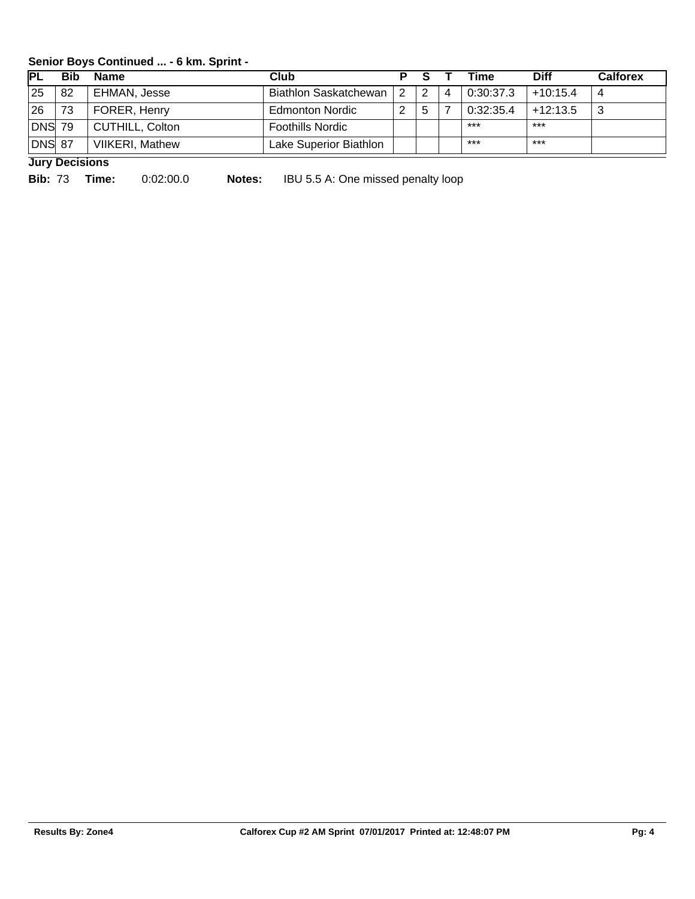**Senior Boys Continued ... - 6 km. Sprint -**

| PL | Bib | Name | Club | P | S | T | Time | Diff | Calforex |
|---|---|---|---|---|---|---|---|---|---|
| 25 | 82 | EHMAN, Jesse | Biathlon Saskatchewan | 2 | 2 | 4 | 0:30:37.3 | +10:15.4 | 4 |
| 26 | 73 | FORER, Henry | Edmonton Nordic | 2 | 5 | 7 | 0:32:35.4 | +12:13.5 | 3 |
| DNS | 79 | CUTHILL, Colton | Foothills Nordic | | | | *** | *** | |
| DNS | 87 | VIIKERI, Mathew | Lake Superior Biathlon | | | | *** | *** | |

**Jury Decisions**

**Bib:** 73 **Time:** 0:02:00.0 **Notes:** IBU 5.5 A: One missed penalty loop